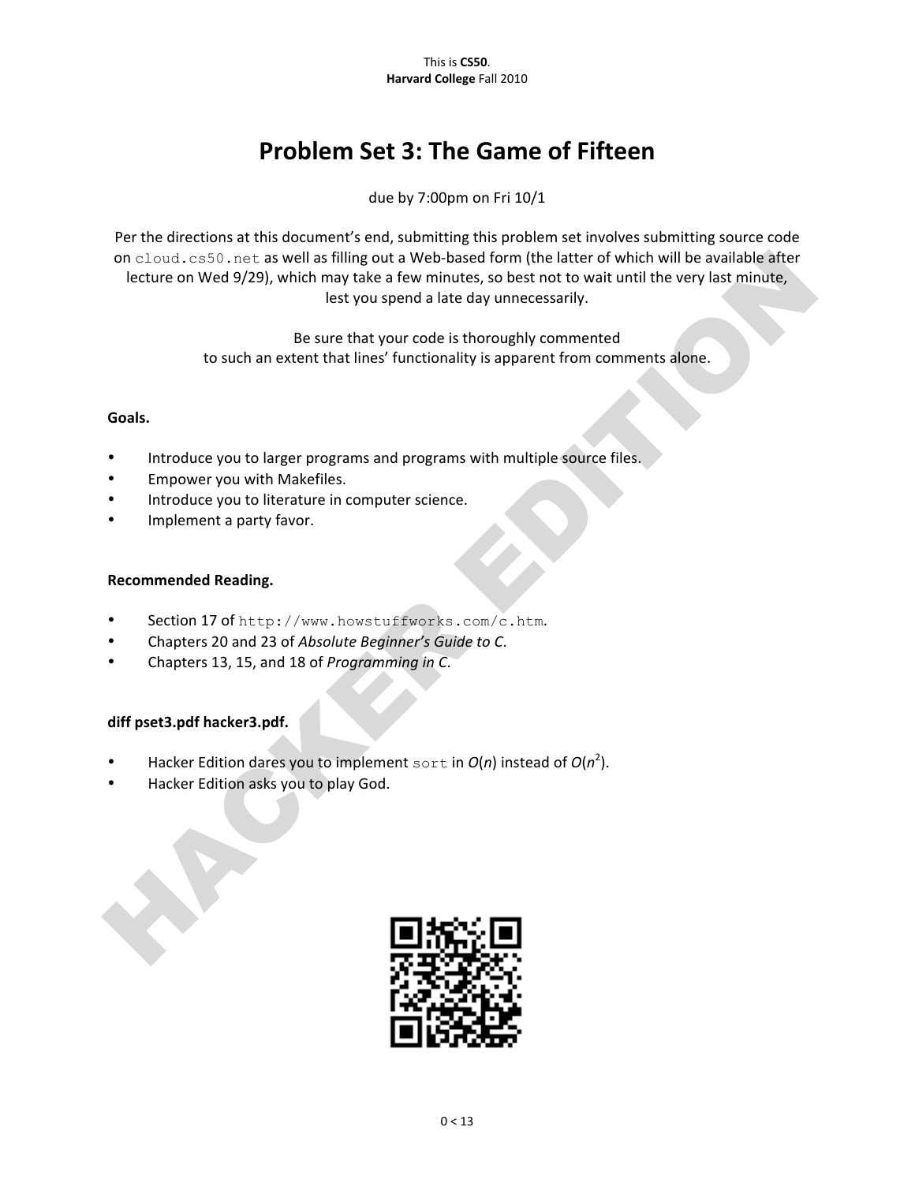This is **CS50**.
**Harvard College** Fall 2010

# Problem Set 3: The Game of Fifteen

due by 7:00pm on Fri 10/1

Per the directions at this document's end, submitting this problem set involves submitting source code on `cloud.cs50.net` as well as filling out a Web-based form (the latter of which will be available after lecture on Wed 9/29), which may take a few minutes, so best not to wait until the very last minute, lest you spend a late day unnecessarily.

Be sure that your code is thoroughly commented to such an extent that lines' functionality is apparent from comments alone.

**Goals.**

- Introduce you to larger programs and programs with multiple source files.
- Empower you with Makefiles.
- Introduce you to literature in computer science.
- Implement a party favor.

**Recommended Reading.**

- Section 17 of `http://www.howstuffworks.com/c.htm`.
- Chapters 20 and 23 of *Absolute Beginner's Guide to C*.
- Chapters 13, 15, and 18 of *Programming in C*.

**diff pset3.pdf hacker3.pdf.**

- Hacker Edition dares you to implement `sort` in $O(n)$ instead of $O(n^2)$.
- Hacker Edition asks you to play God.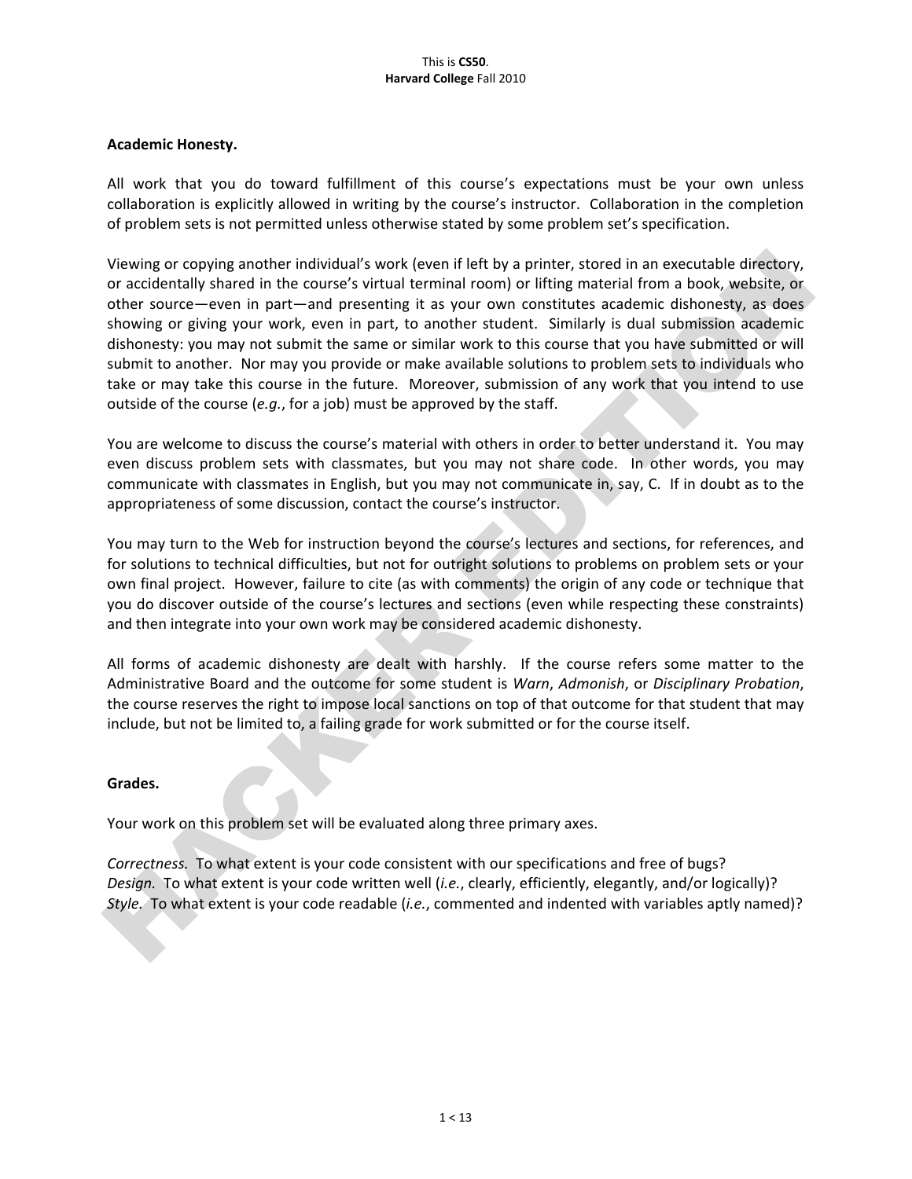**Academic Honesty.**

All work that you do toward fulfillment of this course's expectations must be your own unless collaboration is explicitly allowed in writing by the course's instructor. Collaboration in the completion of problem sets is not permitted unless otherwise stated by some problem set's specification.

Viewing or copying another individual's work (even if left by a printer, stored in an executable directory, or accidentally shared in the course's virtual terminal room) or lifting material from a book, website, or other source—even in part—and presenting it as your own constitutes academic dishonesty, as does showing or giving your work, even in part, to another student. Similarly is dual submission academic dishonesty: you may not submit the same or similar work to this course that you have submitted or will submit to another. Nor may you provide or make available solutions to problem sets to individuals who take or may take this course in the future. Moreover, submission of any work that you intend to use outside of the course (*e.g.*, for a job) must be approved by the staff.

You are welcome to discuss the course's material with others in order to better understand it. You may even discuss problem sets with classmates, but you may not share code. In other words, you may communicate with classmates in English, but you may not communicate in, say, C. If in doubt as to the appropriateness of some discussion, contact the course's instructor.

You may turn to the Web for instruction beyond the course's lectures and sections, for references, and for solutions to technical difficulties, but not for outright solutions to problems on problem sets or your own final project. However, failure to cite (as with comments) the origin of any code or technique that you do discover outside of the course's lectures and sections (even while respecting these constraints) and then integrate into your own work may be considered academic dishonesty.

All forms of academic dishonesty are dealt with harshly. If the course refers some matter to the Administrative Board and the outcome for some student is *Warn*, *Admonish*, or *Disciplinary Probation*, the course reserves the right to impose local sanctions on top of that outcome for that student that may include, but not be limited to, a failing grade for work submitted or for the course itself.

**Grades.**

Your work on this problem set will be evaluated along three primary axes.

*Correctness.* To what extent is your code consistent with our specifications and free of bugs?
*Design.* To what extent is your code written well (*i.e.*, clearly, efficiently, elegantly, and/or logically)?
*Style.* To what extent is your code readable (*i.e.*, commented and indented with variables aptly named)?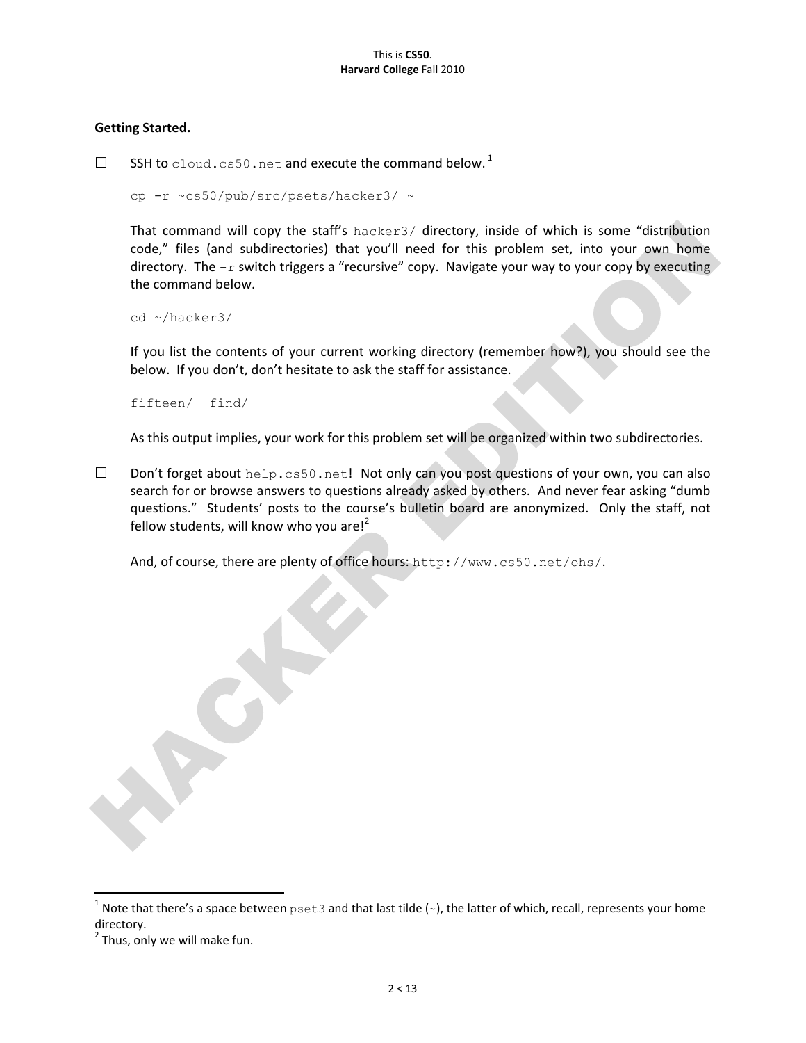**Getting Started.**

☐ SSH to `cloud.cs50.net` and execute the command below.[1]

```
cp -r ~cs50/pub/src/psets/hacker3/ ~
```

That command will copy the staff's `hacker3/` directory, inside of which is some "distribution code," files (and subdirectories) that you'll need for this problem set, into your own home directory. The `-r` switch triggers a "recursive" copy. Navigate your way to your copy by executing the command below.

```
cd ~/hacker3/
```

If you list the contents of your current working directory (remember how?), you should see the below. If you don't, don't hesitate to ask the staff for assistance.

```
fifteen/  find/
```

As this output implies, your work for this problem set will be organized within two subdirectories.

☐ Don't forget about `help.cs50.net`! Not only can you post questions of your own, you can also search for or browse answers to questions already asked by others. And never fear asking "dumb questions." Students' posts to the course's bulletin board are anonymized. Only the staff, not fellow students, will know who you are![2]

And, of course, there are plenty of office hours: `http://www.cs50.net/ohs/`.

---

[1] Note that there's a space between `pset3` and that last tilde (`~`), the latter of which, recall, represents your home directory.

[2] Thus, only we will make fun.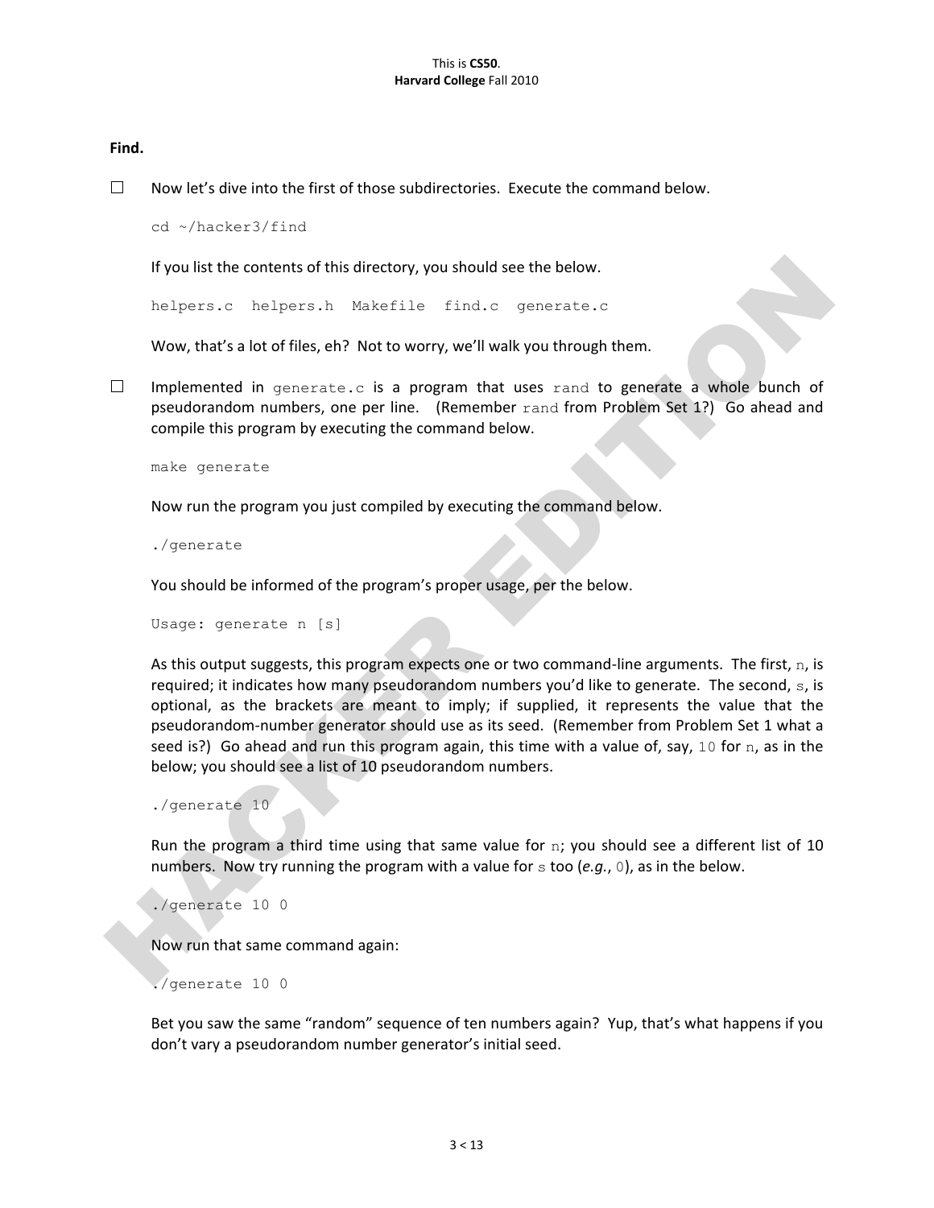**Find.**

☐ Now let's dive into the first of those subdirectories. Execute the command below.

```
cd ~/hacker3/find
```

If you list the contents of this directory, you should see the below.

```
helpers.c  helpers.h  Makefile  find.c  generate.c
```

Wow, that's a lot of files, eh? Not to worry, we'll walk you through them.

☐ Implemented in `generate.c` is a program that uses `rand` to generate a whole bunch of pseudorandom numbers, one per line. (Remember `rand` from Problem Set 1?) Go ahead and compile this program by executing the command below.

```
make generate
```

Now run the program you just compiled by executing the command below.

```
./generate
```

You should be informed of the program's proper usage, per the below.

```
Usage: generate n [s]
```

As this output suggests, this program expects one or two command-line arguments. The first, `n`, is required; it indicates how many pseudorandom numbers you'd like to generate. The second, `s`, is optional, as the brackets are meant to imply; if supplied, it represents the value that the pseudorandom-number generator should use as its seed. (Remember from Problem Set 1 what a seed is?) Go ahead and run this program again, this time with a value of, say, `10` for `n`, as in the below; you should see a list of 10 pseudorandom numbers.

```
./generate 10
```

Run the program a third time using that same value for `n`; you should see a different list of 10 numbers. Now try running the program with a value for `s` too (*e.g.*, `0`), as in the below.

```
./generate 10 0
```

Now run that same command again:

```
./generate 10 0
```

Bet you saw the same "random" sequence of ten numbers again? Yup, that's what happens if you don't vary a pseudorandom number generator's initial seed.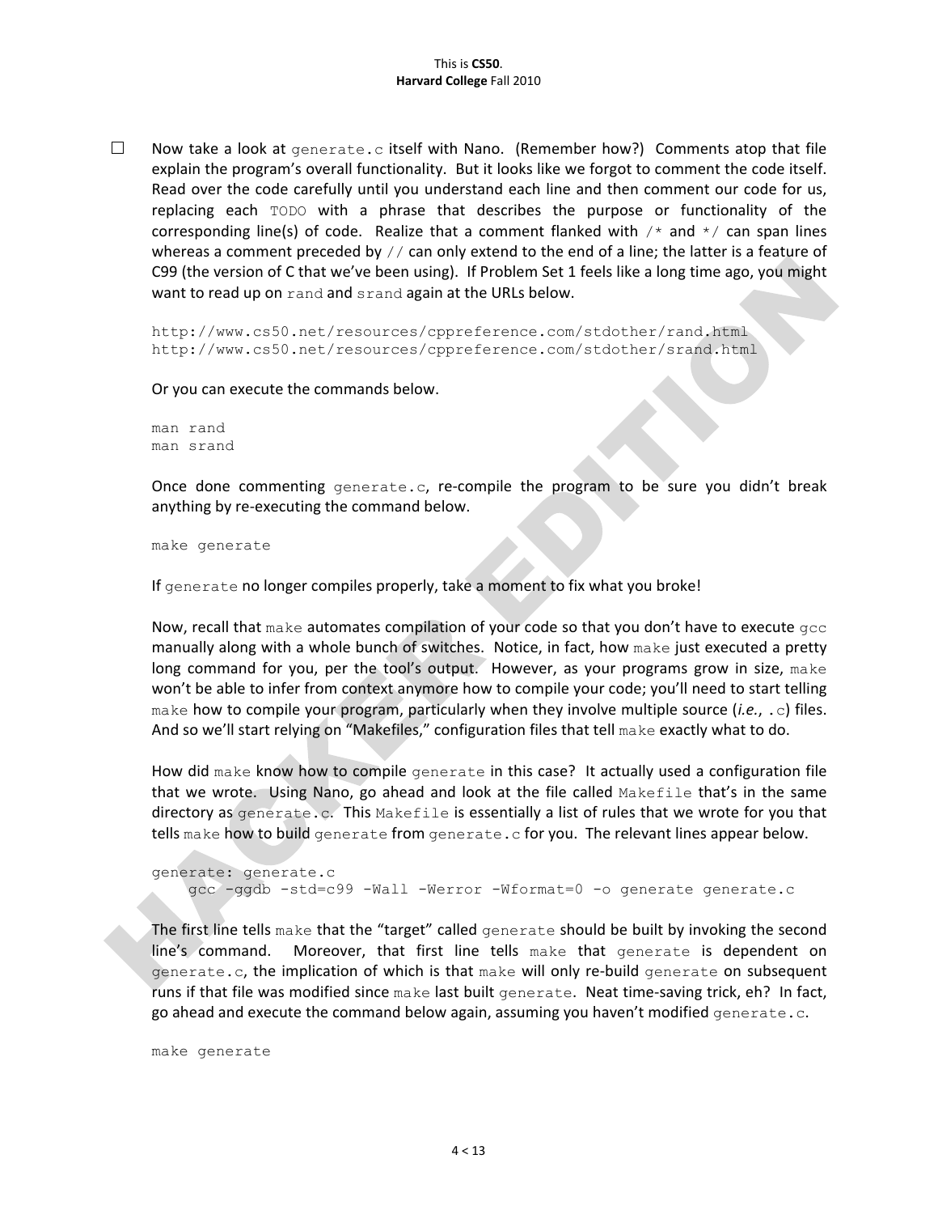☐ Now take a look at `generate.c` itself with Nano. (Remember how?) Comments atop that file explain the program's overall functionality. But it looks like we forgot to comment the code itself. Read over the code carefully until you understand each line and then comment our code for us, replacing each `TODO` with a phrase that describes the purpose or functionality of the corresponding line(s) of code. Realize that a comment flanked with `/*` and `*/` can span lines whereas a comment preceded by `//` can only extend to the end of a line; the latter is a feature of C99 (the version of C that we've been using). If Problem Set 1 feels like a long time ago, you might want to read up on `rand` and `srand` again at the URLs below.

```
http://www.cs50.net/resources/cppreference.com/stdother/rand.html
http://www.cs50.net/resources/cppreference.com/stdother/srand.html
```

Or you can execute the commands below.

```
man rand
man srand
```

Once done commenting `generate.c`, re-compile the program to be sure you didn't break anything by re-executing the command below.

```
make generate
```

If `generate` no longer compiles properly, take a moment to fix what you broke!

Now, recall that `make` automates compilation of your code so that you don't have to execute `gcc` manually along with a whole bunch of switches. Notice, in fact, how `make` just executed a pretty long command for you, per the tool's output. However, as your programs grow in size, `make` won't be able to infer from context anymore how to compile your code; you'll need to start telling `make` how to compile your program, particularly when they involve multiple source (*i.e.*, `.c`) files. And so we'll start relying on "Makefiles," configuration files that tell `make` exactly what to do.

How did `make` know how to compile `generate` in this case? It actually used a configuration file that we wrote. Using Nano, go ahead and look at the file called `Makefile` that's in the same directory as `generate.c`. This `Makefile` is essentially a list of rules that we wrote for you that tells `make` how to build `generate` from `generate.c` for you. The relevant lines appear below.

```
generate: generate.c
    gcc -ggdb -std=c99 -Wall -Werror -Wformat=0 -o generate generate.c
```

The first line tells `make` that the "target" called `generate` should be built by invoking the second line's command. Moreover, that first line tells `make` that `generate` is dependent on `generate.c`, the implication of which is that `make` will only re-build `generate` on subsequent runs if that file was modified since `make` last built `generate`. Neat time-saving trick, eh? In fact, go ahead and execute the command below again, assuming you haven't modified `generate.c`.

```
make generate
```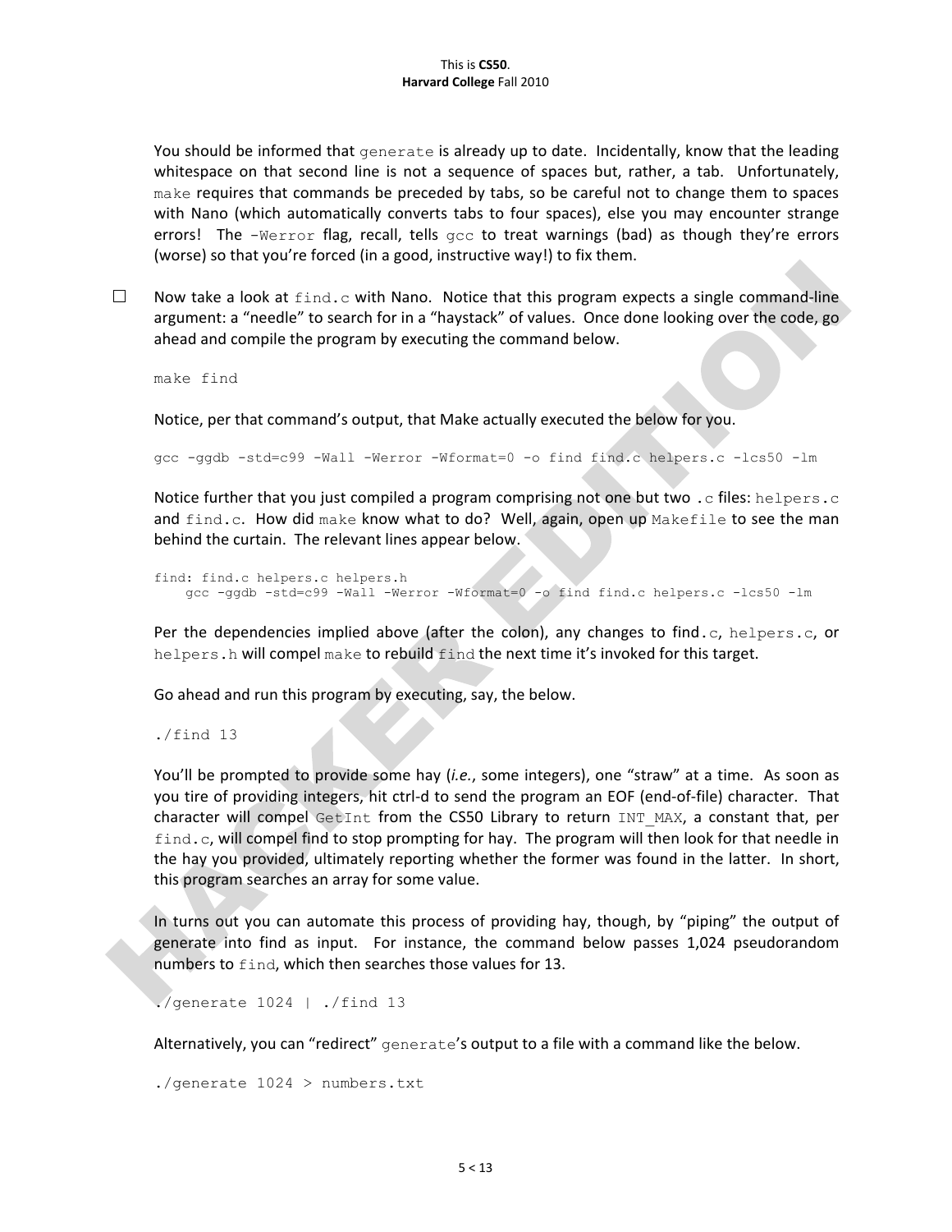You should be informed that `generate` is already up to date. Incidentally, know that the leading whitespace on that second line is not a sequence of spaces but, rather, a tab. Unfortunately, `make` requires that commands be preceded by tabs, so be careful not to change them to spaces with Nano (which automatically converts tabs to four spaces), else you may encounter strange errors! The `-Werror` flag, recall, tells `gcc` to treat warnings (bad) as though they're errors (worse) so that you're forced (in a good, instructive way!) to fix them.

☐ Now take a look at `find.c` with Nano. Notice that this program expects a single command-line argument: a "needle" to search for in a "haystack" of values. Once done looking over the code, go ahead and compile the program by executing the command below.

```
make find
```

Notice, per that command's output, that Make actually executed the below for you.

```
gcc -ggdb -std=c99 -Wall -Werror -Wformat=0 -o find find.c helpers.c -lcs50 -lm
```

Notice further that you just compiled a program comprising not one but two `.c` files: `helpers.c` and `find.c`. How did `make` know what to do? Well, again, open up `Makefile` to see the man behind the curtain. The relevant lines appear below.

```
find: find.c helpers.c helpers.h
    gcc -ggdb -std=c99 -Wall -Werror -Wformat=0 -o find find.c helpers.c -lcs50 -lm
```

Per the dependencies implied above (after the colon), any changes to `find.c`, `helpers.c`, or `helpers.h` will compel `make` to rebuild `find` the next time it's invoked for this target.

Go ahead and run this program by executing, say, the below.

```
./find 13
```

You'll be prompted to provide some hay (*i.e.*, some integers), one "straw" at a time. As soon as you tire of providing integers, hit ctrl-d to send the program an EOF (end-of-file) character. That character will compel `GetInt` from the CS50 Library to return `INT_MAX`, a constant that, per `find.c`, will compel find to stop prompting for hay. The program will then look for that needle in the hay you provided, ultimately reporting whether the former was found in the latter. In short, this program searches an array for some value.

In turns out you can automate this process of providing hay, though, by "piping" the output of generate into find as input. For instance, the command below passes 1,024 pseudorandom numbers to `find`, which then searches those values for 13.

```
./generate 1024 | ./find 13
```

Alternatively, you can "redirect" `generate`'s output to a file with a command like the below.

```
./generate 1024 > numbers.txt
```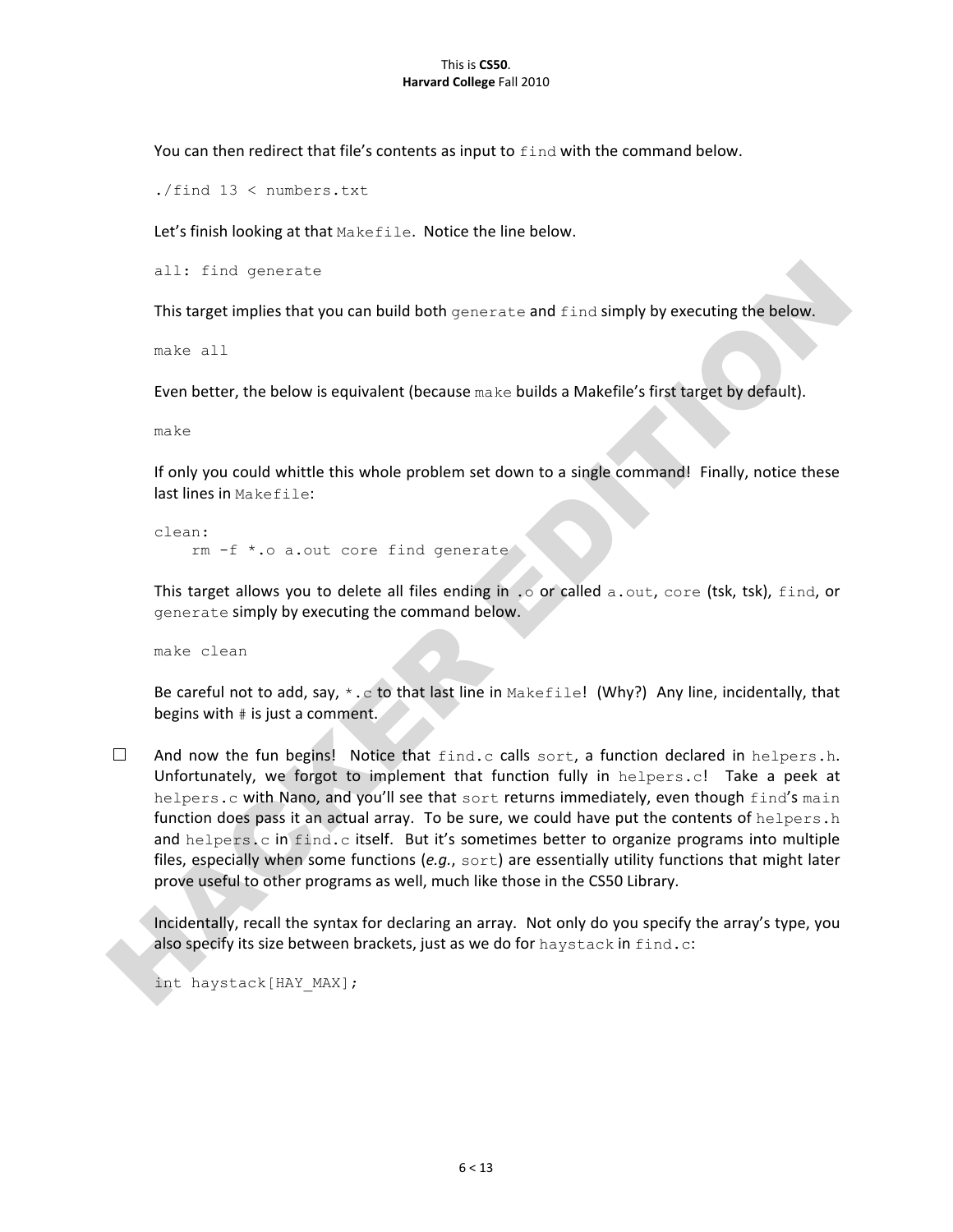You can then redirect that file's contents as input to `find` with the command below.

```
./find 13 < numbers.txt
```

Let's finish looking at that `Makefile`. Notice the line below.

```
all: find generate
```

This target implies that you can build both `generate` and `find` simply by executing the below.

```
make all
```

Even better, the below is equivalent (because `make` builds a Makefile's first target by default).

```
make
```

If only you could whittle this whole problem set down to a single command! Finally, notice these last lines in `Makefile`:

```
clean:
    rm -f *.o a.out core find generate
```

This target allows you to delete all files ending in `.o` or called `a.out`, `core` (tsk, tsk), `find`, or `generate` simply by executing the command below.

```
make clean
```

Be careful not to add, say, `*.c` to that last line in `Makefile`! (Why?) Any line, incidentally, that begins with `#` is just a comment.

☐ And now the fun begins! Notice that `find.c` calls `sort`, a function declared in `helpers.h`. Unfortunately, we forgot to implement that function fully in `helpers.c`! Take a peek at `helpers.c` with Nano, and you'll see that `sort` returns immediately, even though `find`'s `main` function does pass it an actual array. To be sure, we could have put the contents of `helpers.h` and `helpers.c` in `find.c` itself. But it's sometimes better to organize programs into multiple files, especially when some functions (*e.g.*, `sort`) are essentially utility functions that might later prove useful to other programs as well, much like those in the CS50 Library.

Incidentally, recall the syntax for declaring an array. Not only do you specify the array's type, you also specify its size between brackets, just as we do for `haystack` in `find.c`:

```
int haystack[HAY_MAX];
```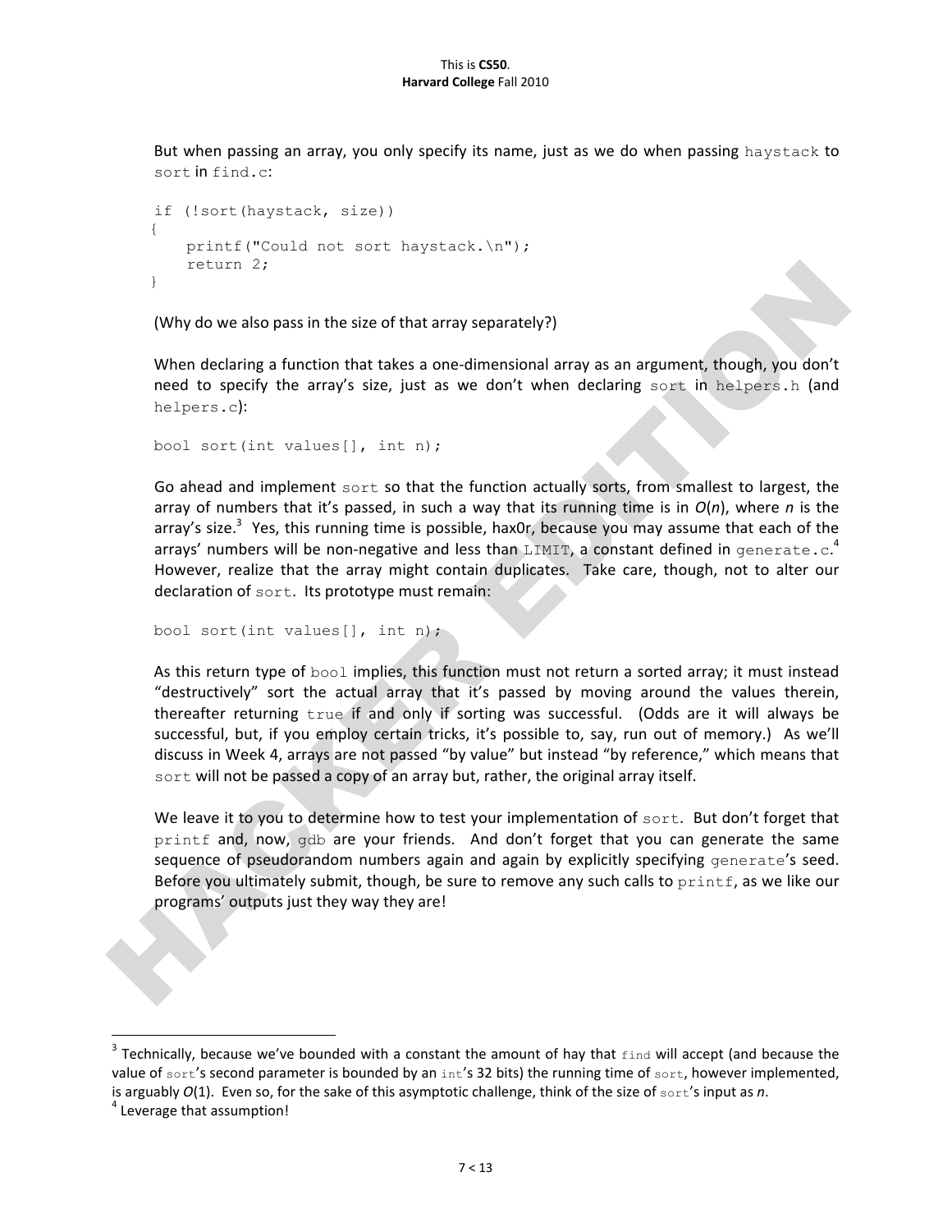But when passing an array, you only specify its name, just as we do when passing `haystack` to `sort` in `find.c`:

```
if (!sort(haystack, size))
{
    printf("Could not sort haystack.\n");
    return 2;
}
```

(Why do we also pass in the size of that array separately?)

When declaring a function that takes a one-dimensional array as an argument, though, you don't need to specify the array's size, just as we don't when declaring `sort` in `helpers.h` (and `helpers.c`):

```
bool sort(int values[], int n);
```

Go ahead and implement `sort` so that the function actually sorts, from smallest to largest, the array of numbers that it's passed, in such a way that its running time is in $O(n)$, where $n$ is the array's size.[3] Yes, this running time is possible, hax0r, because you may assume that each of the arrays' numbers will be non-negative and less than `LIMIT`, a constant defined in `generate.c`.[4] However, realize that the array might contain duplicates. Take care, though, not to alter our declaration of `sort`. Its prototype must remain:

```
bool sort(int values[], int n);
```

As this return type of `bool` implies, this function must not return a sorted array; it must instead "destructively" sort the actual array that it's passed by moving around the values therein, thereafter returning `true` if and only if sorting was successful. (Odds are it will always be successful, but, if you employ certain tricks, it's possible to, say, run out of memory.) As we'll discuss in Week 4, arrays are not passed "by value" but instead "by reference," which means that `sort` will not be passed a copy of an array but, rather, the original array itself.

We leave it to you to determine how to test your implementation of `sort`. But don't forget that `printf` and, now, `gdb` are your friends. And don't forget that you can generate the same sequence of pseudorandom numbers again and again by explicitly specifying `generate`'s seed. Before you ultimately submit, though, be sure to remove any such calls to `printf`, as we like our programs' outputs just they way they are!

---

[3] Technically, because we've bounded with a constant the amount of hay that `find` will accept (and because the value of `sort`'s second parameter is bounded by an `int`'s 32 bits) the running time of `sort`, however implemented, is arguably $O(1)$. Even so, for the sake of this asymptotic challenge, think of the size of `sort`'s input as $n$.

[4] Leverage that assumption!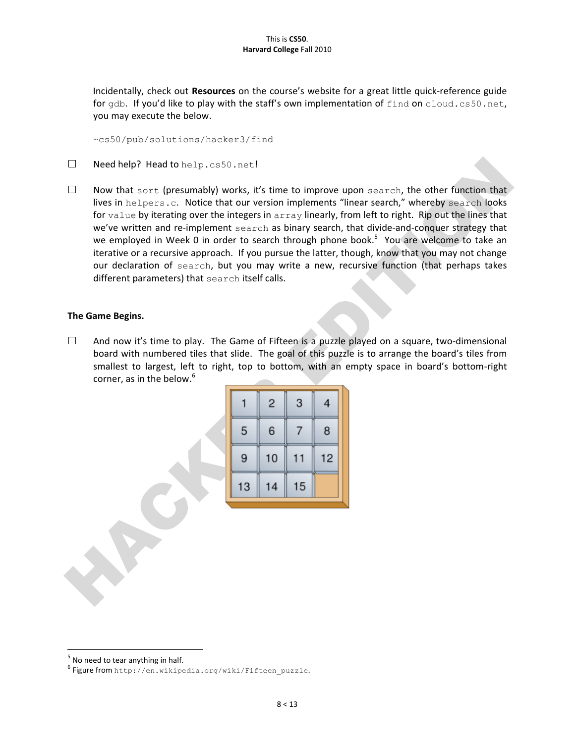Incidentally, check out **Resources** on the course's website for a great little quick-reference guide for gdb. If you'd like to play with the staff's own implementation of find on cloud.cs50.net, you may execute the below.

```
~cs50/pub/solutions/hacker3/find
```

☐ Need help? Head to help.cs50.net!

☐ Now that sort (presumably) works, it's time to improve upon search, the other function that lives in helpers.c. Notice that our version implements "linear search," whereby search looks for value by iterating over the integers in array linearly, from left to right. Rip out the lines that we've written and re-implement search as binary search, that divide-and-conquer strategy that we employed in Week 0 in order to search through phone book.[5] You are welcome to take an iterative or a recursive approach. If you pursue the latter, though, know that you may not change our declaration of search, but you may write a new, recursive function (that perhaps takes different parameters) that search itself calls.

**The Game Begins.**

☐ And now it's time to play. The Game of Fifteen is a puzzle played on a square, two-dimensional board with numbered tiles that slide. The goal of this puzzle is to arrange the board's tiles from smallest to largest, left to right, top to bottom, with an empty space in board's bottom-right corner, as in the below.[6]

| | | | |
|---|---|---|---|
| 1 | 2 | 3 | 4 |
| 5 | 6 | 7 | 8 |
| 9 | 10 | 11 | 12 |
| 13 | 14 | 15 | |

[5] No need to tear anything in half.

[6] Figure from http://en.wikipedia.org/wiki/Fifteen_puzzle.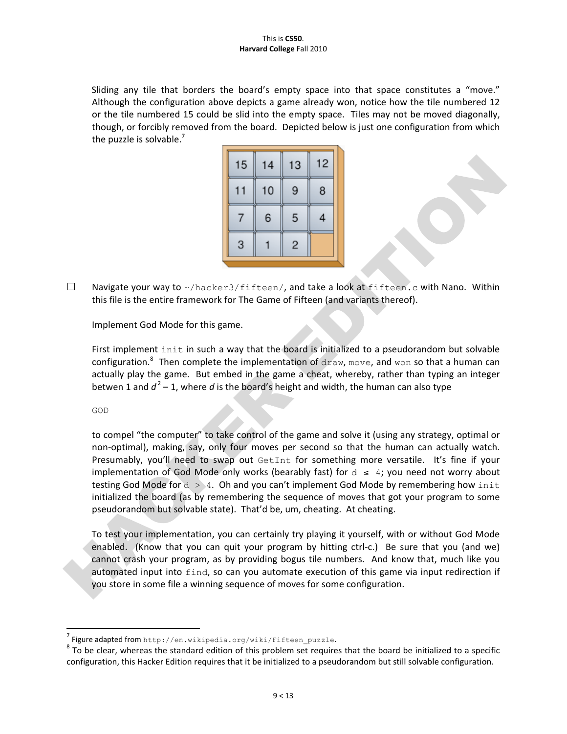Sliding any tile that borders the board's empty space into that space constitutes a "move." Although the configuration above depicts a game already won, notice how the tile numbered 12 or the tile numbered 15 could be slid into the empty space. Tiles may not be moved diagonally, though, or forcibly removed from the board. Depicted below is just one configuration from which the puzzle is solvable.[7]

| 15 | 14 | 13 | 12 |
|---|---|---|---|
| 11 | 10 | 9 | 8 |
| 7 | 6 | 5 | 4 |
| 3 | 1 | 2 | |

☐ Navigate your way to `~/hacker3/fifteen/`, and take a look at `fifteen.c` with Nano. Within this file is the entire framework for The Game of Fifteen (and variants thereof).

Implement God Mode for this game.

First implement `init` in such a way that the board is initialized to a pseudorandom but solvable configuration.[8] Then complete the implementation of `draw`, `move`, and `won` so that a human can actually play the game. But embed in the game a cheat, whereby, rather than typing an integer betwen 1 and $d^2 - 1$, where $d$ is the board's height and width, the human can also type

```
GOD
```

to compel "the computer" to take control of the game and solve it (using any strategy, optimal or non-optimal), making, say, only four moves per second so that the human can actually watch. Presumably, you'll need to swap out `GetInt` for something more versatile. It's fine if your implementation of God Mode only works (bearably fast) for `d ≤ 4`; you need not worry about testing God Mode for `d > 4`. Oh and you can't implement God Mode by remembering how `init` initialized the board (as by remembering the sequence of moves that got your program to some pseudorandom but solvable state). That'd be, um, cheating. At cheating.

To test your implementation, you can certainly try playing it yourself, with or without God Mode enabled. (Know that you can quit your program by hitting ctrl-c.) Be sure that you (and we) cannot crash your program, as by providing bogus tile numbers. And know that, much like you automated input into `find`, so can you automate execution of this game via input redirection if you store in some file a winning sequence of moves for some configuration.

---

[7] Figure adapted from `http://en.wikipedia.org/wiki/Fifteen_puzzle`.

[8] To be clear, whereas the standard edition of this problem set requires that the board be initialized to a specific configuration, this Hacker Edition requires that it be initialized to a pseudorandom but still solvable configuration.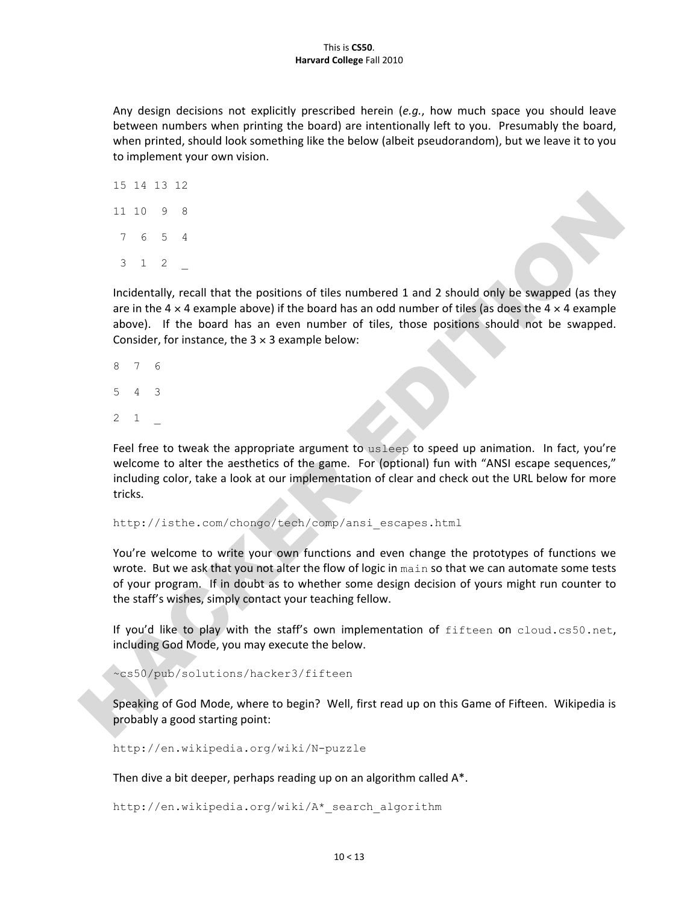Any design decisions not explicitly prescribed herein (*e.g.*, how much space you should leave between numbers when printing the board) are intentionally left to you. Presumably the board, when printed, should look something like the below (albeit pseudorandom), but we leave it to you to implement your own vision.

```
15 14 13 12

11 10  9  8

 7  6  5  4

 3  1  2  _
```

Incidentally, recall that the positions of tiles numbered 1 and 2 should only be swapped (as they are in the 4 × 4 example above) if the board has an odd number of tiles (as does the 4 × 4 example above). If the board has an even number of tiles, those positions should not be swapped. Consider, for instance, the 3 × 3 example below:

```
8  7  6

5  4  3

2  1  _
```

Feel free to tweak the appropriate argument to `usleep` to speed up animation. In fact, you're welcome to alter the aesthetics of the game. For (optional) fun with "ANSI escape sequences," including color, take a look at our implementation of clear and check out the URL below for more tricks.

```
http://isthe.com/chongo/tech/comp/ansi_escapes.html
```

You're welcome to write your own functions and even change the prototypes of functions we wrote. But we ask that you not alter the flow of logic in `main` so that we can automate some tests of your program. If in doubt as to whether some design decision of yours might run counter to the staff's wishes, simply contact your teaching fellow.

If you'd like to play with the staff's own implementation of `fifteen` on `cloud.cs50.net`, including God Mode, you may execute the below.

```
~cs50/pub/solutions/hacker3/fifteen
```

Speaking of God Mode, where to begin? Well, first read up on this Game of Fifteen. Wikipedia is probably a good starting point:

```
http://en.wikipedia.org/wiki/N-puzzle
```

Then dive a bit deeper, perhaps reading up on an algorithm called A*.

```
http://en.wikipedia.org/wiki/A*_search_algorithm
```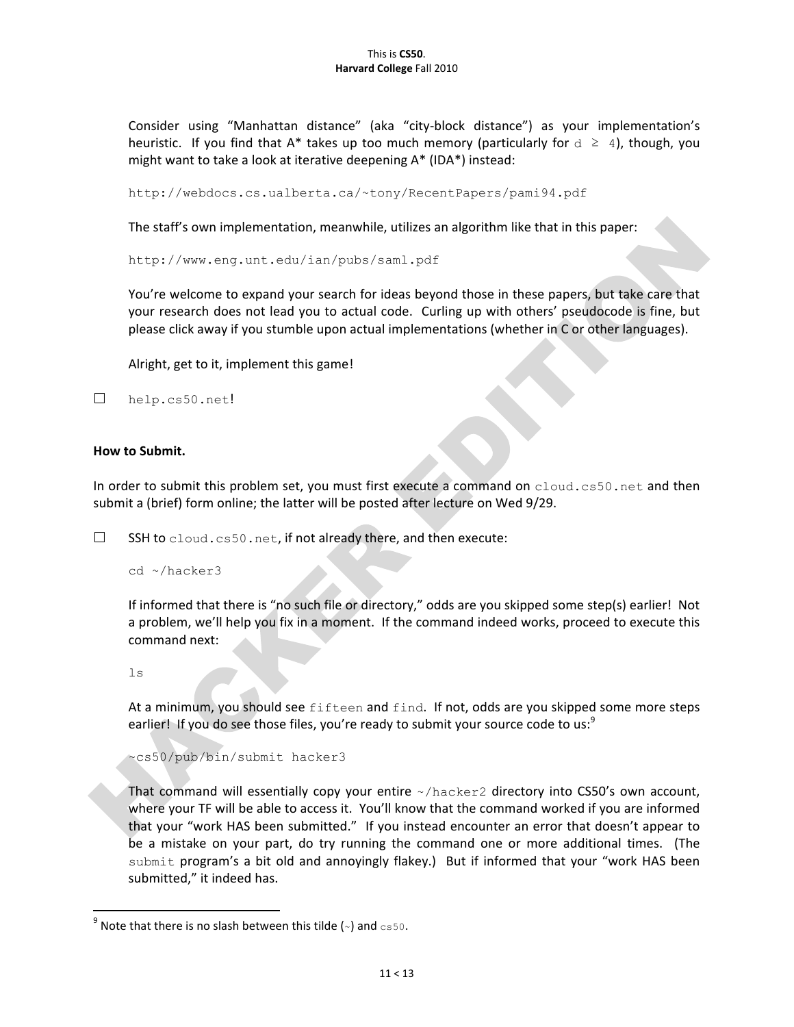Consider using "Manhattan distance" (aka "city-block distance") as your implementation's heuristic. If you find that A* takes up too much memory (particularly for `d ≥ 4`), though, you might want to take a look at iterative deepening A* (IDA*) instead:

```
http://webdocs.cs.ualberta.ca/~tony/RecentPapers/pami94.pdf
```

The staff's own implementation, meanwhile, utilizes an algorithm like that in this paper:

```
http://www.eng.unt.edu/ian/pubs/saml.pdf
```

You're welcome to expand your search for ideas beyond those in these papers, but take care that your research does not lead you to actual code. Curling up with others' pseudocode is fine, but please click away if you stumble upon actual implementations (whether in C or other languages).

Alright, get to it, implement this game!

☐ `help.cs50.net`!

**How to Submit.**

In order to submit this problem set, you must first execute a command on `cloud.cs50.net` and then submit a (brief) form online; the latter will be posted after lecture on Wed 9/29.

☐ SSH to `cloud.cs50.net`, if not already there, and then execute:

```
cd ~/hacker3
```

If informed that there is "no such file or directory," odds are you skipped some step(s) earlier! Not a problem, we'll help you fix in a moment. If the command indeed works, proceed to execute this command next:

```
ls
```

At a minimum, you should see `fifteen` and `find`. If not, odds are you skipped some more steps earlier! If you do see those files, you're ready to submit your source code to us:[9]

```
~cs50/pub/bin/submit hacker3
```

That command will essentially copy your entire `~/hacker2` directory into CS50's own account, where your TF will be able to access it. You'll know that the command worked if you are informed that your "work HAS been submitted." If you instead encounter an error that doesn't appear to be a mistake on your part, do try running the command one or more additional times. (The `submit` program's a bit old and annoyingly flakey.) But if informed that your "work HAS been submitted," it indeed has.

[9] Note that there is no slash between this tilde (`~`) and `cs50`.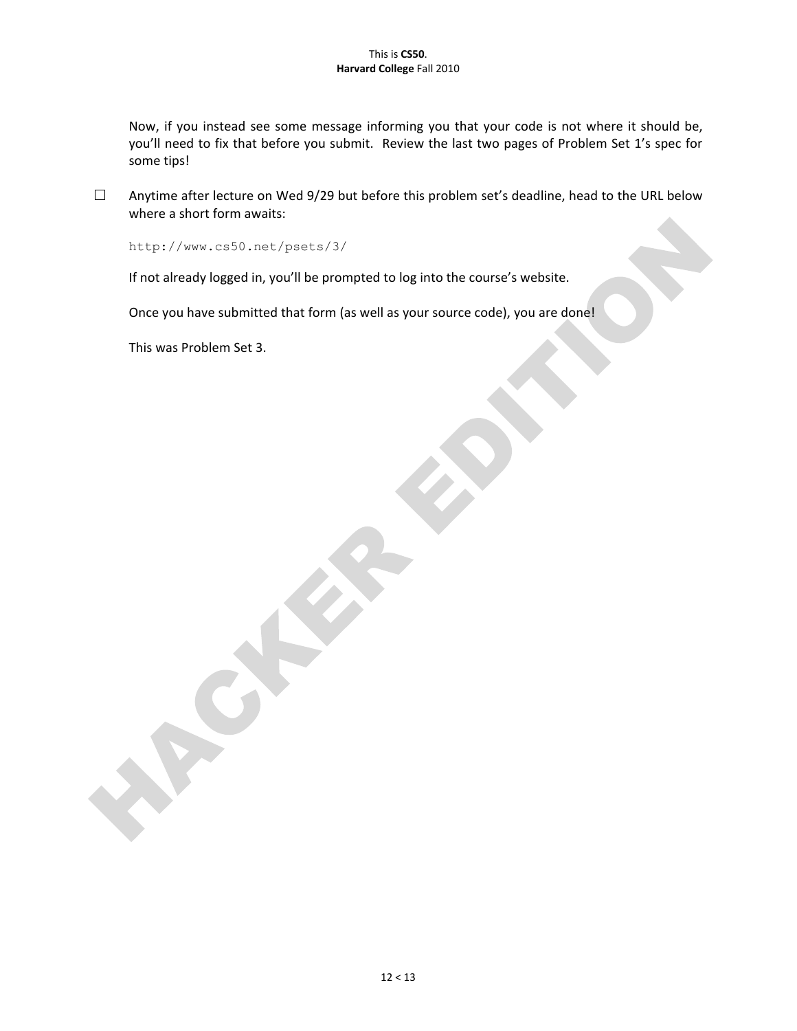Now, if you instead see some message informing you that your code is not where it should be, you'll need to fix that before you submit. Review the last two pages of Problem Set 1's spec for some tips!

☐ Anytime after lecture on Wed 9/29 but before this problem set's deadline, head to the URL below where a short form awaits:

```
http://www.cs50.net/psets/3/
```

If not already logged in, you'll be prompted to log into the course's website.

Once you have submitted that form (as well as your source code), you are done!

This was Problem Set 3.